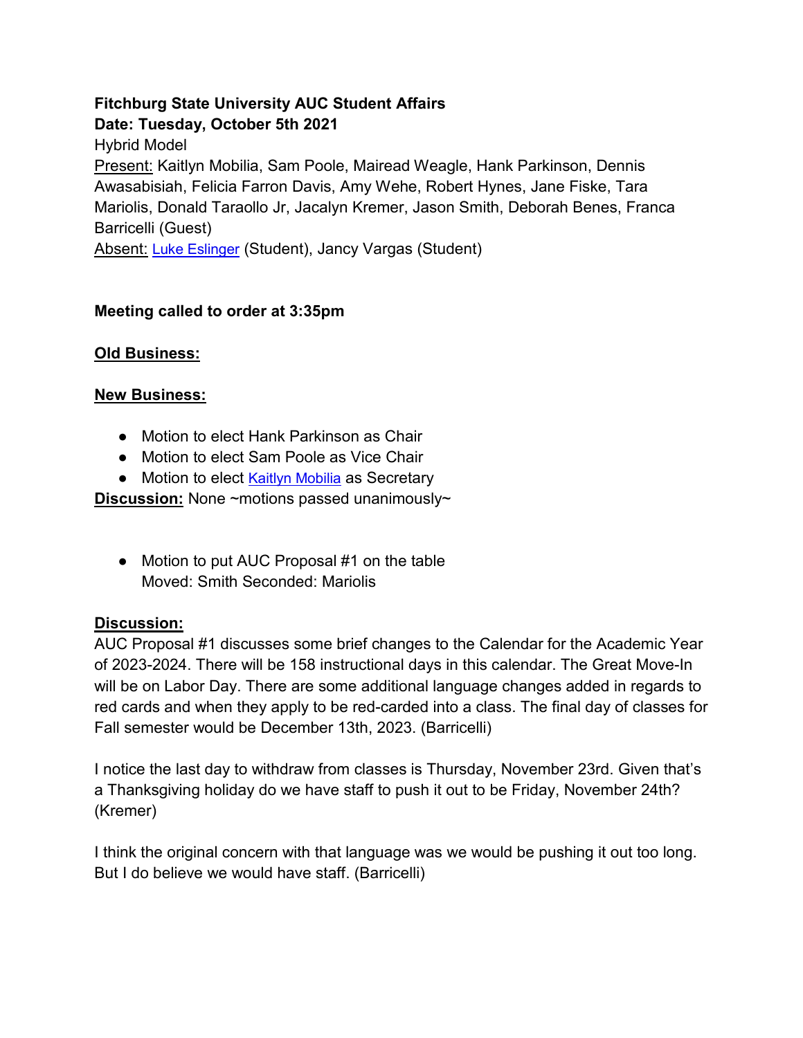**Fitchburg State University AUC Student Affairs**
**Date: Tuesday, October 5th 2021**

Hybrid Model

Present: Kaitlyn Mobilia, Sam Poole, Mairead Weagle, Hank Parkinson, Dennis Awasabisiah, Felicia Farron Davis, Amy Wehe, Robert Hynes, Jane Fiske, Tara Mariolis, Donald Taraollo Jr, Jacalyn Kremer, Jason Smith, Deborah Benes, Franca Barricelli (Guest)

Absent: Luke Eslinger (Student), Jancy Vargas (Student)

**Meeting called to order at 3:35pm**

**Old Business:**

**New Business:**

- Motion to elect Hank Parkinson as Chair
- Motion to elect Sam Poole as Vice Chair
- Motion to elect Kaitlyn Mobilia as Secretary

**Discussion:** None ~motions passed unanimously~

- Motion to put AUC Proposal #1 on the table
  Moved: Smith Seconded: Mariolis

**Discussion:**

AUC Proposal #1 discusses some brief changes to the Calendar for the Academic Year of 2023-2024. There will be 158 instructional days in this calendar. The Great Move-In will be on Labor Day. There are some additional language changes added in regards to red cards and when they apply to be red-carded into a class. The final day of classes for Fall semester would be December 13th, 2023. (Barricelli)

I notice the last day to withdraw from classes is Thursday, November 23rd. Given that's a Thanksgiving holiday do we have staff to push it out to be Friday, November 24th? (Kremer)

I think the original concern with that language was we would be pushing it out too long. But I do believe we would have staff. (Barricelli)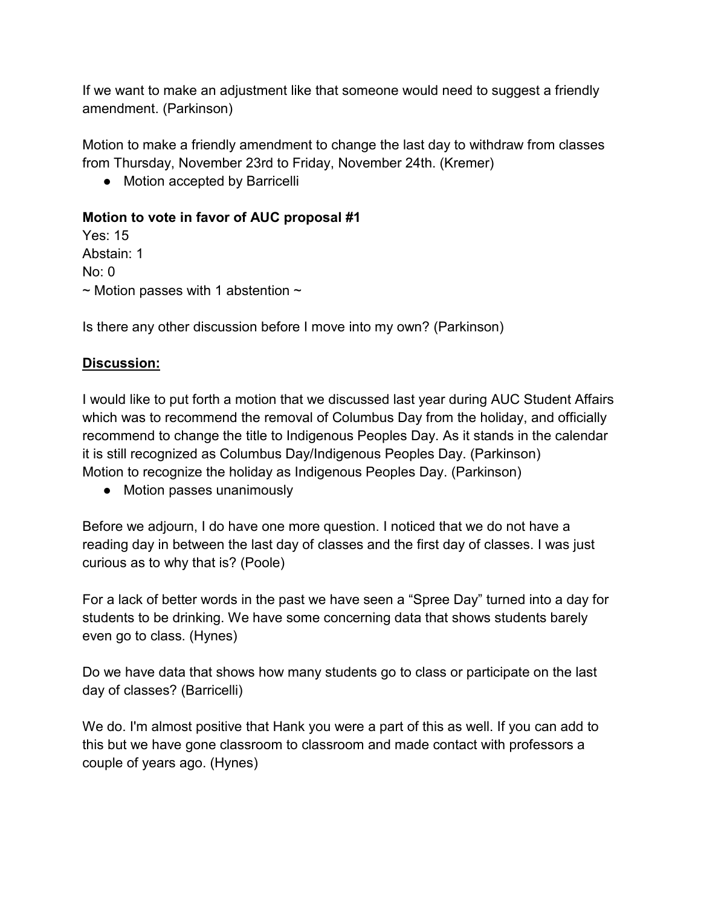If we want to make an adjustment like that someone would need to suggest a friendly amendment. (Parkinson)

Motion to make a friendly amendment to change the last day to withdraw from classes from Thursday, November 23rd to Friday, November 24th. (Kremer)

- Motion accepted by Barricelli

**Motion to vote in favor of AUC proposal #1**
Yes: 15
Abstain: 1
No: 0
~ Motion passes with 1 abstention ~

Is there any other discussion before I move into my own? (Parkinson)

**<u>Discussion:</u>**

I would like to put forth a motion that we discussed last year during AUC Student Affairs which was to recommend the removal of Columbus Day from the holiday, and officially recommend to change the title to Indigenous Peoples Day. As it stands in the calendar it is still recognized as Columbus Day/Indigenous Peoples Day. (Parkinson)
Motion to recognize the holiday as Indigenous Peoples Day. (Parkinson)

- Motion passes unanimously

Before we adjourn, I do have one more question. I noticed that we do not have a reading day in between the last day of classes and the first day of classes. I was just curious as to why that is? (Poole)

For a lack of better words in the past we have seen a "Spree Day" turned into a day for students to be drinking. We have some concerning data that shows students barely even go to class. (Hynes)

Do we have data that shows how many students go to class or participate on the last day of classes? (Barricelli)

We do. I'm almost positive that Hank you were a part of this as well. If you can add to this but we have gone classroom to classroom and made contact with professors a couple of years ago. (Hynes)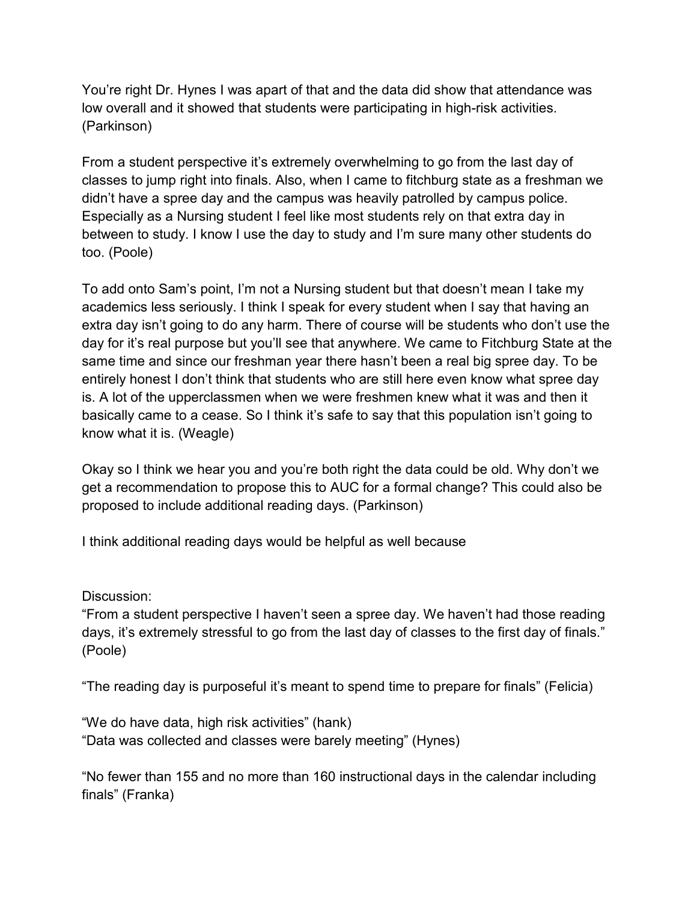You're right Dr. Hynes I was apart of that and the data did show that attendance was low overall and it showed that students were participating in high-risk activities. (Parkinson)

From a student perspective it's extremely overwhelming to go from the last day of classes to jump right into finals. Also, when I came to fitchburg state as a freshman we didn't have a spree day and the campus was heavily patrolled by campus police. Especially as a Nursing student I feel like most students rely on that extra day in between to study. I know I use the day to study and I'm sure many other students do too. (Poole)

To add onto Sam's point, I'm not a Nursing student but that doesn't mean I take my academics less seriously. I think I speak for every student when I say that having an extra day isn't going to do any harm. There of course will be students who don't use the day for it's real purpose but you'll see that anywhere. We came to Fitchburg State at the same time and since our freshman year there hasn't been a real big spree day. To be entirely honest I don't think that students who are still here even know what spree day is. A lot of the upperclassmen when we were freshmen knew what it was and then it basically came to a cease. So I think it's safe to say that this population isn't going to know what it is. (Weagle)

Okay so I think we hear you and you're both right the data could be old. Why don't we get a recommendation to propose this to AUC for a formal change? This could also be proposed to include additional reading days. (Parkinson)

I think additional reading days would be helpful as well because

Discussion:
"From a student perspective I haven't seen a spree day. We haven't had those reading days, it's extremely stressful to go from the last day of classes to the first day of finals." (Poole)

"The reading day is purposeful it's meant to spend time to prepare for finals" (Felicia)

"We do have data, high risk activities" (hank)
"Data was collected and classes were barely meeting" (Hynes)

"No fewer than 155 and no more than 160 instructional days in the calendar including finals" (Franka)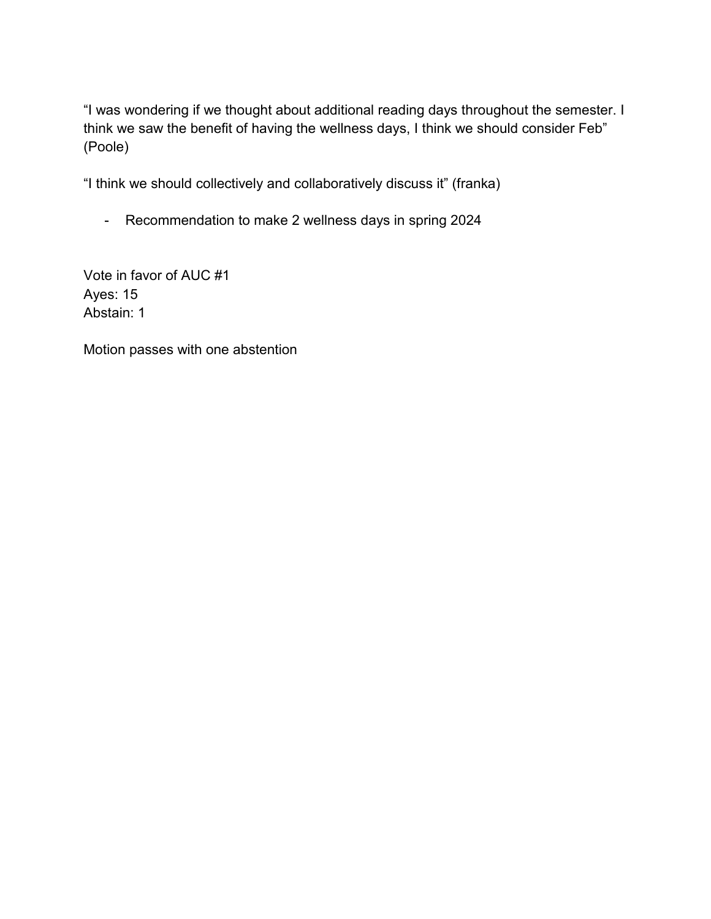"I was wondering if we thought about additional reading days throughout the semester. I think we saw the benefit of having the wellness days, I think we should consider Feb" (Poole)

"I think we should collectively and collaboratively discuss it" (franka)

- Recommendation to make 2 wellness days in spring 2024

Vote in favor of AUC #1
Ayes: 15
Abstain: 1

Motion passes with one abstention